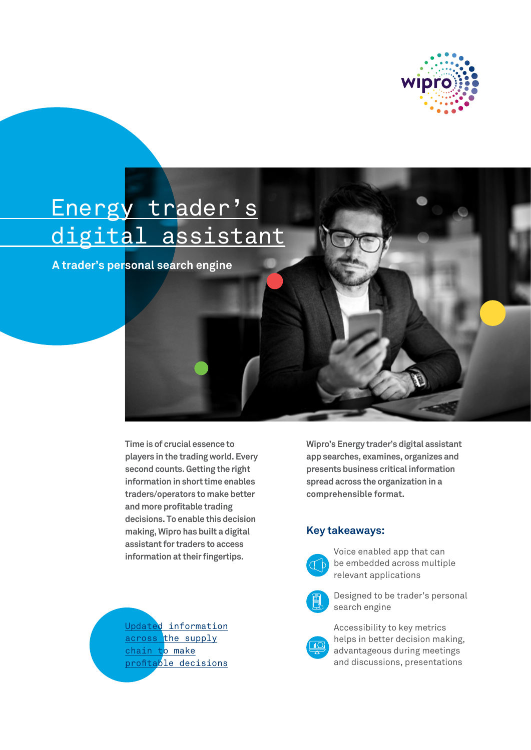# Energy trader's digital assistant

## A trader's personal search engine

**Time is of crucial essence to players in the trading world. Every second counts. Getting the right information in short time enables traders/operators to make better and more profitable trading decisions. To enable this decision making, Wipro has built a digital assistant for traders to access information at their fingertips.**

Updated information across the supply chain to make profitable decisions

**Wipro's Energy trader's digital assistant app searches, examines, organizes and presents business critical information spread across the organization in a comprehensible format.**

### Key takeaways:

- Voice enabled app that can be embedded across multiple relevant applications
- Designed to be trader's personal search engine
- Accessibility to key metrics helps in better decision making, advantageous during meetings and discussions, presentations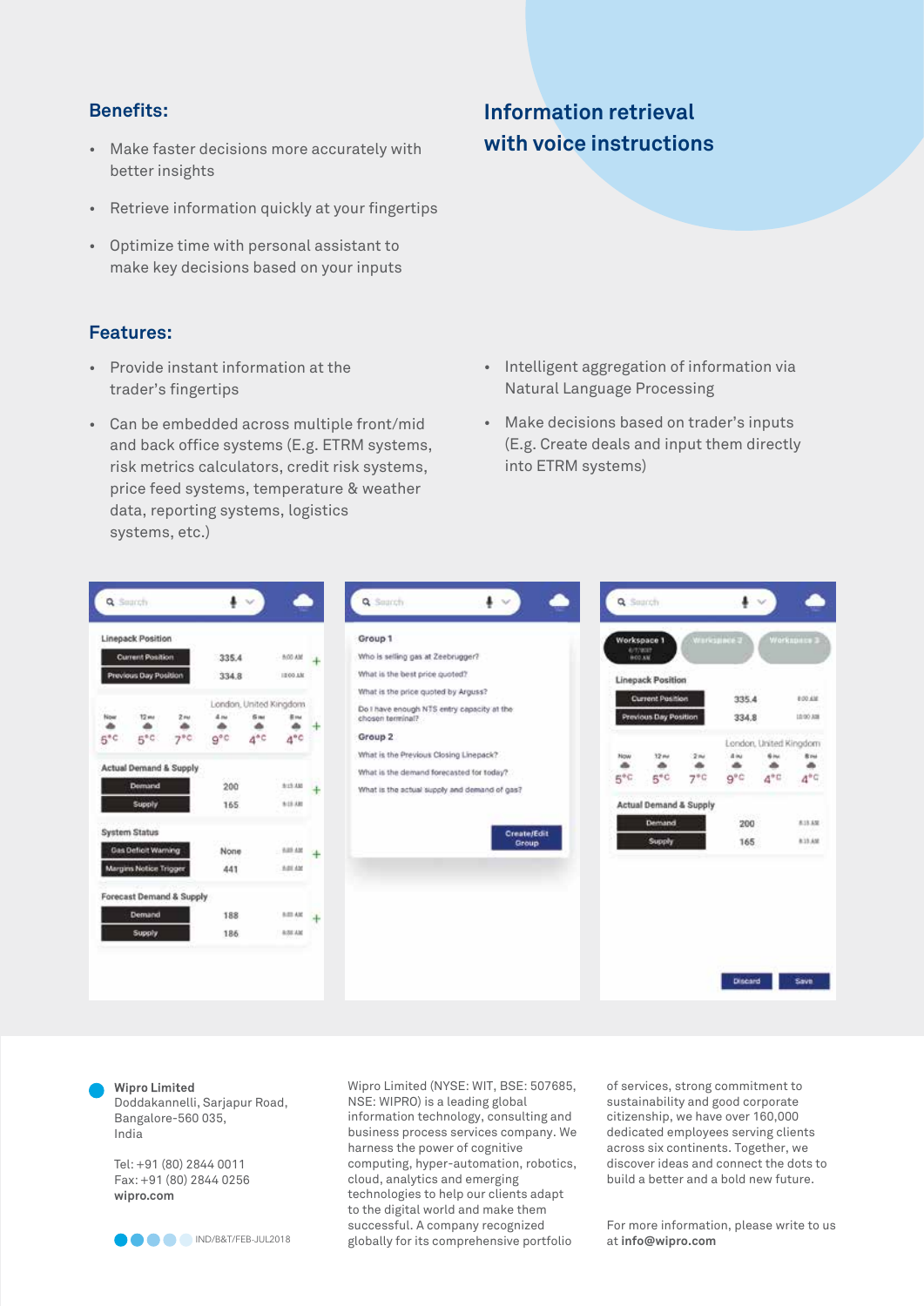## Benefits:

- Make faster decisions more accurately with better insights
- Retrieve information quickly at your fingertips
- Optimize time with personal assistant to make key decisions based on your inputs

## Information retrieval with voice instructions

## Features:

- Provide instant information at the trader's fingertips
- Can be embedded across multiple front/mid and back office systems (E.g. ETRM systems, risk metrics calculators, credit risk systems, price feed systems, temperature & weather data, reporting systems, logistics systems, etc.)
- Intelligent aggregation of information via Natural Language Processing
- Make decisions based on trader's inputs (E.g. Create deals and input them directly into ETRM systems)

**Wipro Limited**
Doddakannelli, Sarjapur Road,
Bangalore-560 035,
India

Tel: +91 (80) 2844 0011
Fax: +91 (80) 2844 0256
**wipro.com**

Wipro Limited (NYSE: WIT, BSE: 507685, NSE: WIPRO) is a leading global information technology, consulting and business process services company. We harness the power of cognitive computing, hyper-automation, robotics, cloud, analytics and emerging technologies to help our clients adapt to the digital world and make them successful. A company recognized globally for its comprehensive portfolio of services, strong commitment to sustainability and good corporate citizenship, we have over 160,000 dedicated employees serving clients across six continents. Together, we discover ideas and connect the dots to build a better and a bold new future.

For more information, please write to us at **info@wipro.com**

IND/B&T/FEB-JUL2018